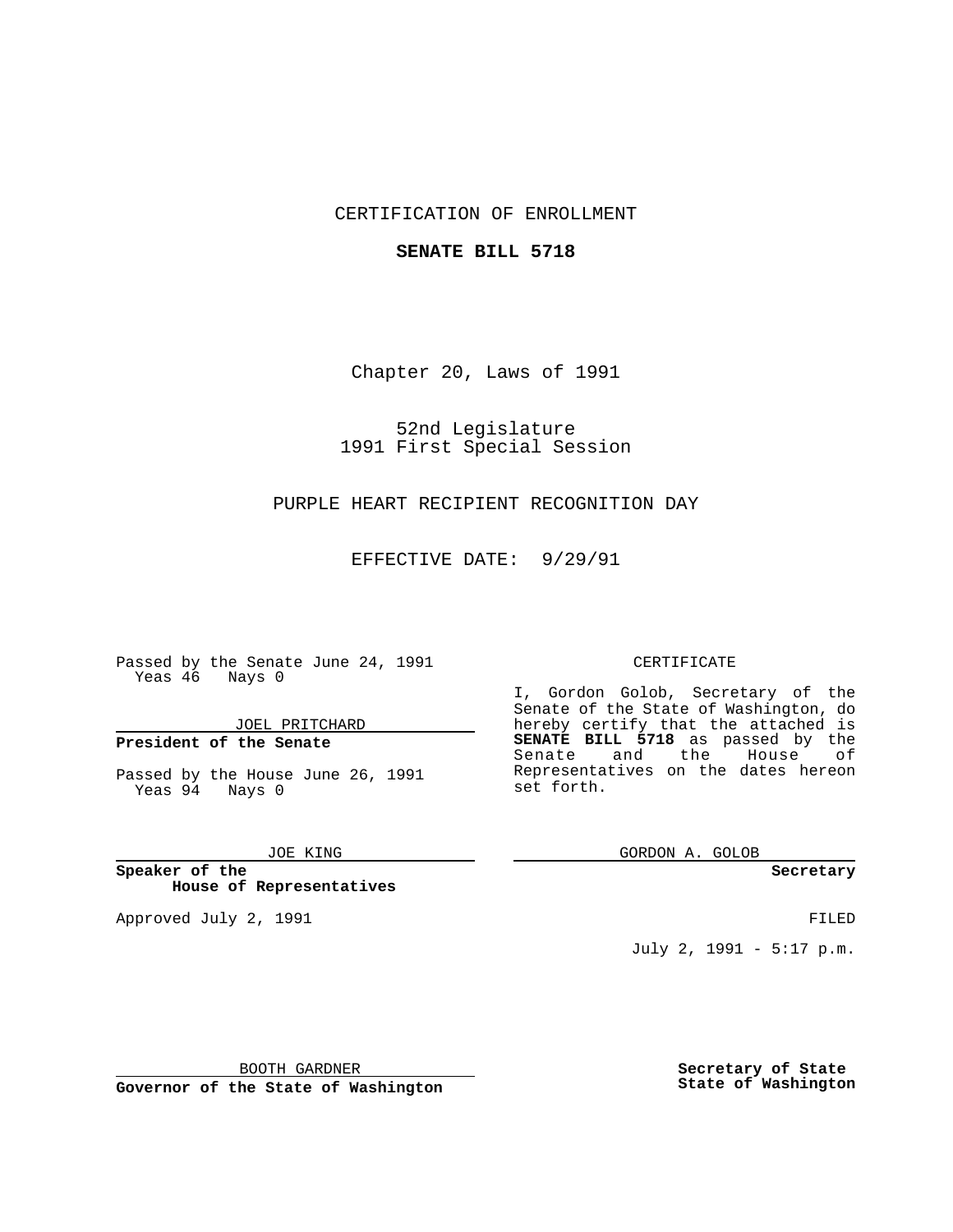CERTIFICATION OF ENROLLMENT

**SENATE BILL 5718**

Chapter 20, Laws of 1991

52nd Legislature
1991 First Special Session

PURPLE HEART RECIPIENT RECOGNITION DAY

EFFECTIVE DATE: 9/29/91

Passed by the Senate June 24, 1991
Yeas 46 Nays 0

JOEL PRITCHARD

**President of the Senate**

Passed by the House June 26, 1991
Yeas 94 Nays 0

JOE KING

**Speaker of the House of Representatives**

Approved July 2, 1991

BOOTH GARDNER

**Governor of the State of Washington**

CERTIFICATE

I, Gordon Golob, Secretary of the Senate of the State of Washington, do hereby certify that the attached is **SENATE BILL 5718** as passed by the Senate and the House of Representatives on the dates hereon set forth.

GORDON A. GOLOB

**Secretary**

FILED

July 2, 1991 - 5:17 p.m.

**Secretary of State State of Washington**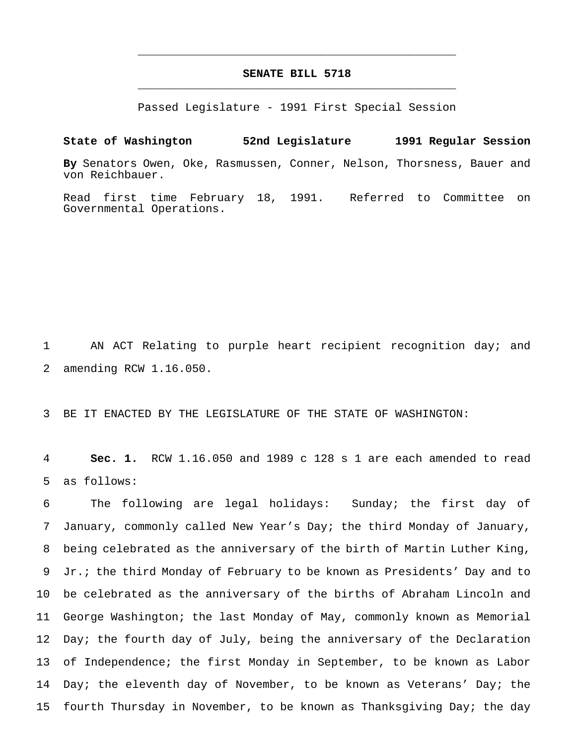# SENATE BILL 5718

Passed Legislature - 1991 First Special Session

**State of Washington 52nd Legislature 1991 Regular Session**

**By** Senators Owen, Oke, Rasmussen, Conner, Nelson, Thorsness, Bauer and von Reichbauer.

Read first time February 18, 1991. Referred to Committee on Governmental Operations.

1 AN ACT Relating to purple heart recipient recognition day; and
2 amending RCW 1.16.050.

3 BE IT ENACTED BY THE LEGISLATURE OF THE STATE OF WASHINGTON:

4 **Sec. 1.** RCW 1.16.050 and 1989 c 128 s 1 are each amended to read
5 as follows:
6 The following are legal holidays: Sunday; the first day of
7 January, commonly called New Year's Day; the third Monday of January,
8 being celebrated as the anniversary of the birth of Martin Luther King,
9 Jr.; the third Monday of February to be known as Presidents' Day and to
10 be celebrated as the anniversary of the births of Abraham Lincoln and
11 George Washington; the last Monday of May, commonly known as Memorial
12 Day; the fourth day of July, being the anniversary of the Declaration
13 of Independence; the first Monday in September, to be known as Labor
14 Day; the eleventh day of November, to be known as Veterans' Day; the
15 fourth Thursday in November, to be known as Thanksgiving Day; the day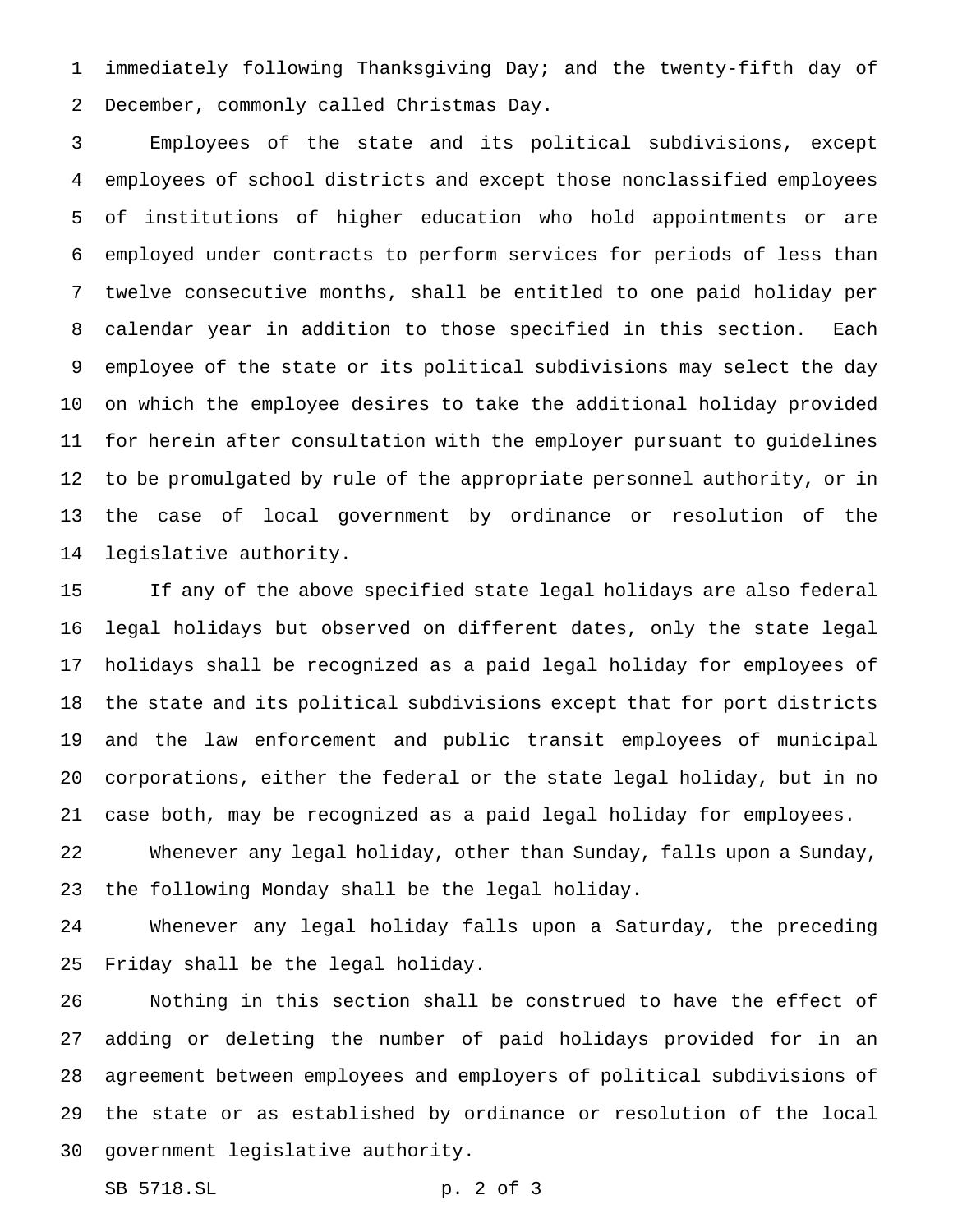immediately following Thanksgiving Day; and the twenty-fifth day of December, commonly called Christmas Day.

Employees of the state and its political subdivisions, except employees of school districts and except those nonclassified employees of institutions of higher education who hold appointments or are employed under contracts to perform services for periods of less than twelve consecutive months, shall be entitled to one paid holiday per calendar year in addition to those specified in this section. Each employee of the state or its political subdivisions may select the day on which the employee desires to take the additional holiday provided for herein after consultation with the employer pursuant to guidelines to be promulgated by rule of the appropriate personnel authority, or in the case of local government by ordinance or resolution of the legislative authority.

If any of the above specified state legal holidays are also federal legal holidays but observed on different dates, only the state legal holidays shall be recognized as a paid legal holiday for employees of the state and its political subdivisions except that for port districts and the law enforcement and public transit employees of municipal corporations, either the federal or the state legal holiday, but in no case both, may be recognized as a paid legal holiday for employees.

Whenever any legal holiday, other than Sunday, falls upon a Sunday, the following Monday shall be the legal holiday.

Whenever any legal holiday falls upon a Saturday, the preceding Friday shall be the legal holiday.

Nothing in this section shall be construed to have the effect of adding or deleting the number of paid holidays provided for in an agreement between employees and employers of political subdivisions of the state or as established by ordinance or resolution of the local government legislative authority.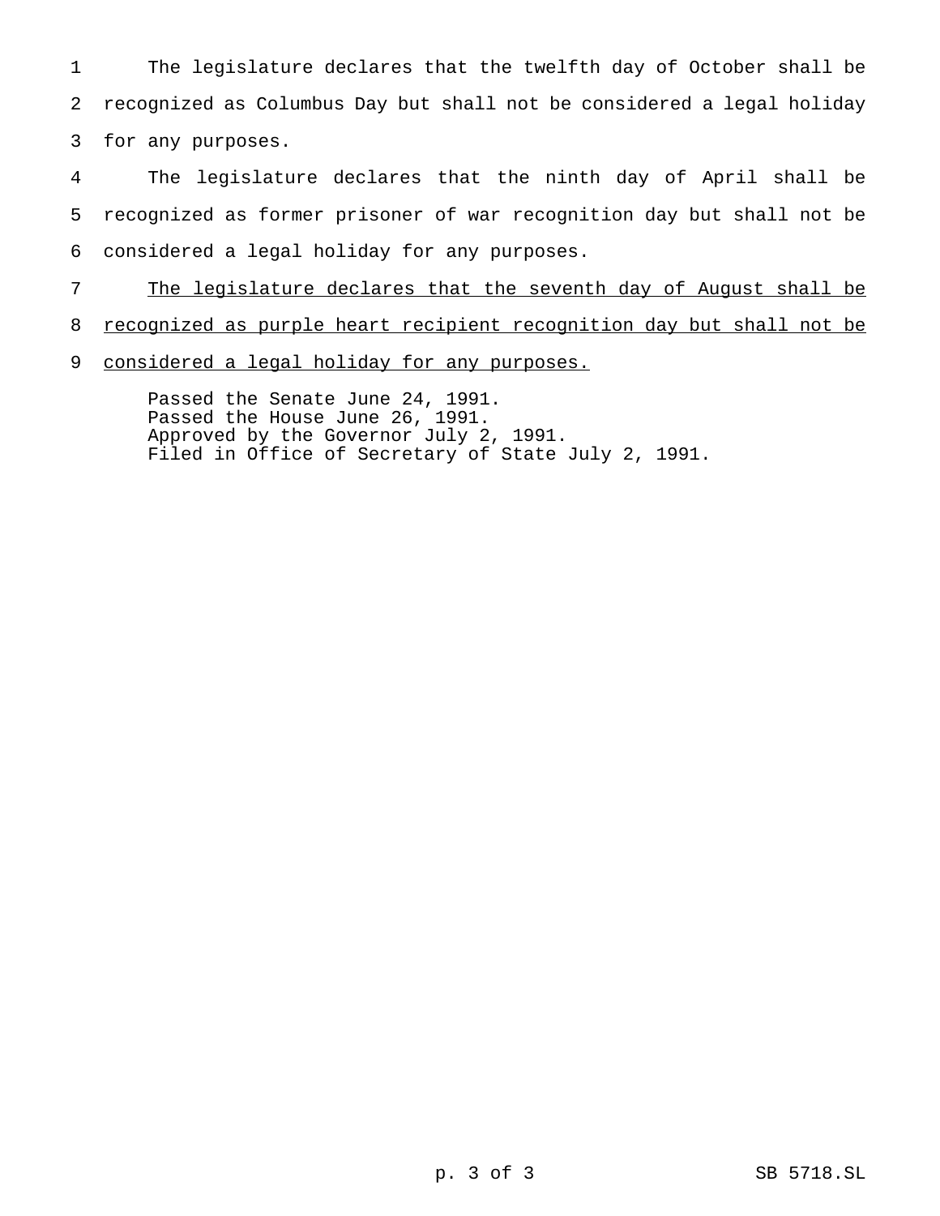The legislature declares that the twelfth day of October shall be recognized as Columbus Day but shall not be considered a legal holiday for any purposes.

The legislature declares that the ninth day of April shall be recognized as former prisoner of war recognition day but shall not be considered a legal holiday for any purposes.

<u>The legislature declares that the seventh day of August shall be recognized as purple heart recipient recognition day but shall not be considered a legal holiday for any purposes.</u>

Passed the Senate June 24, 1991.
Passed the House June 26, 1991.
Approved by the Governor July 2, 1991.
Filed in Office of Secretary of State July 2, 1991.